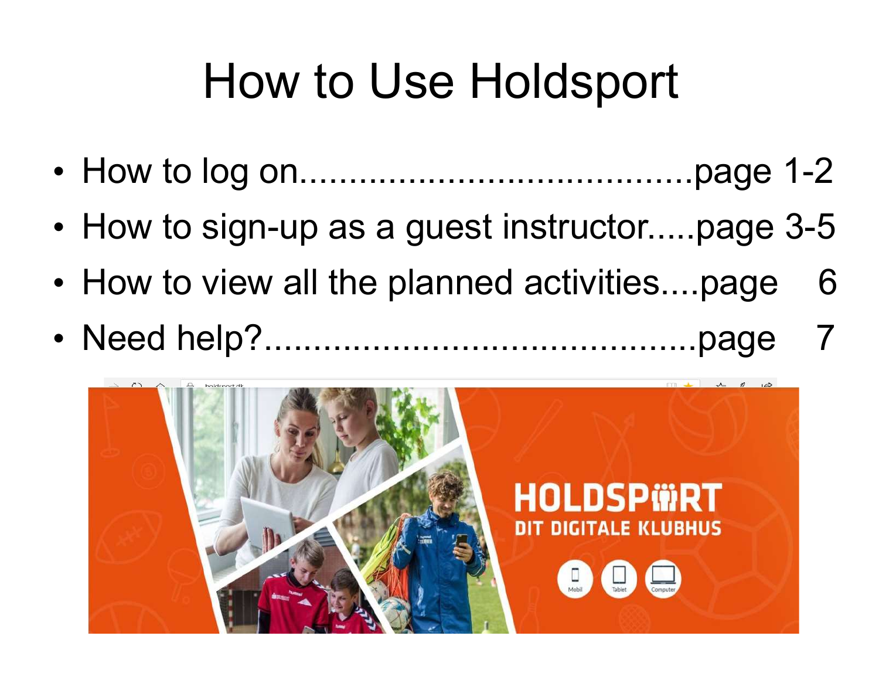# How to Use Holdsport

- How to log on.......................................page 1-2
- How to sign-up as a guest instructor.....page 3-5
- How to view all the planned activities....page 6
- Need help?...........................................page 7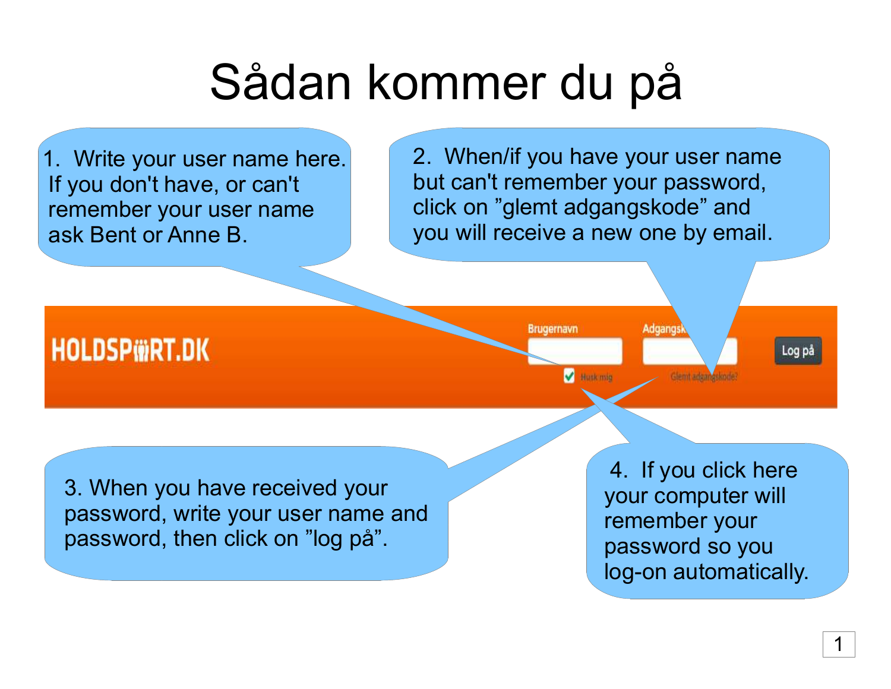# Sådan kommer du på

1. Write your user name here. If you don't have, or can't remember your user name ask Bent or Anne B.

2. When/if you have your user name but can't remember your password, click on "glemt adgangskode" and you will receive a new one by email.

HOLDSPORT.DK

Brugernavn

Adgangskode

Husk mig

Glemt adgangskode?

Log på

3. When you have received your password, write your user name and password, then click on "log på".

4. If you click here your computer will remember your password so you log-on automatically.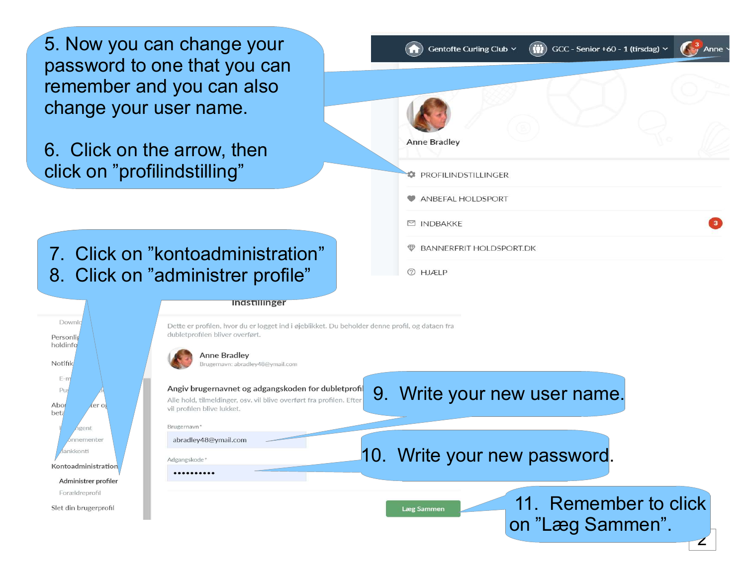5. Now you can change your password to one that you can remember and you can also change your user name.

6. Click on the arrow, then click on ”profilindstilling”

Gentofte Curling Club | GCC - Senior +60 - 1 (tirsdag) | Anne

Anne Bradley

- PROFILINDSTILLINGER
- ANBEFAL HOLDSPORT
- INDBAKKE 3
- BANNERFRIT HOLDSPORT.DK
- HJÆLP

7. Click on ”kontoadministration”
8. Click on ”administrer profile”

Indstillinger

Dette er profilen, hvor du er logget ind i øjeblikket. Du beholder denne profil, og dataen fra dubletprofilen bliver overført.

Anne Bradley
Brugernavn: abradley48@ymail.com

Angiv brugernavnet og adgangskoden for dubletprofil

Alle hold, tilmeldinger, osv. vil blive overført fra profilen. Efter ... vil profilen blive lukket.

Brugernavn *
abradley48@ymail.com

Adgangskode *
••••••••••

Læg Sammen

Kontoadministration
- Administrer profiler
- Forældreprofil

Slet din brugerprofil

9. Write your new user name.

10. Write your new password.

11. Remember to click on ”Læg Sammen”.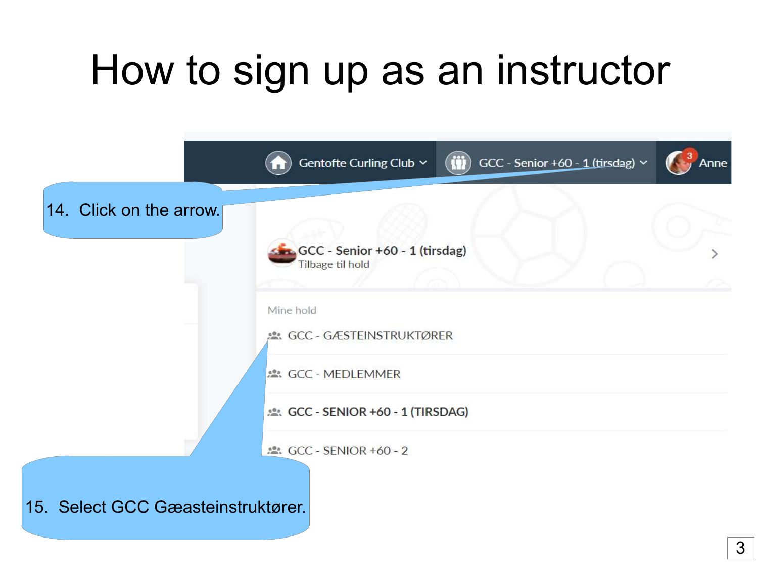# How to sign up as an instructor

Gentofte Curling Club | GCC - Senior +60 - 1 (tirsdag) | Anne

14. Click on the arrow.

GCC - Senior +60 - 1 (tirsdag)
Tilbage til hold

Mine hold

- GCC - GÆSTEINSTRUKTØRER
- GCC - MEDLEMMER
- **GCC - SENIOR +60 - 1 (TIRSDAG)**
- GCC - SENIOR +60 - 2

15. Select GCC Gæasteinstruktører.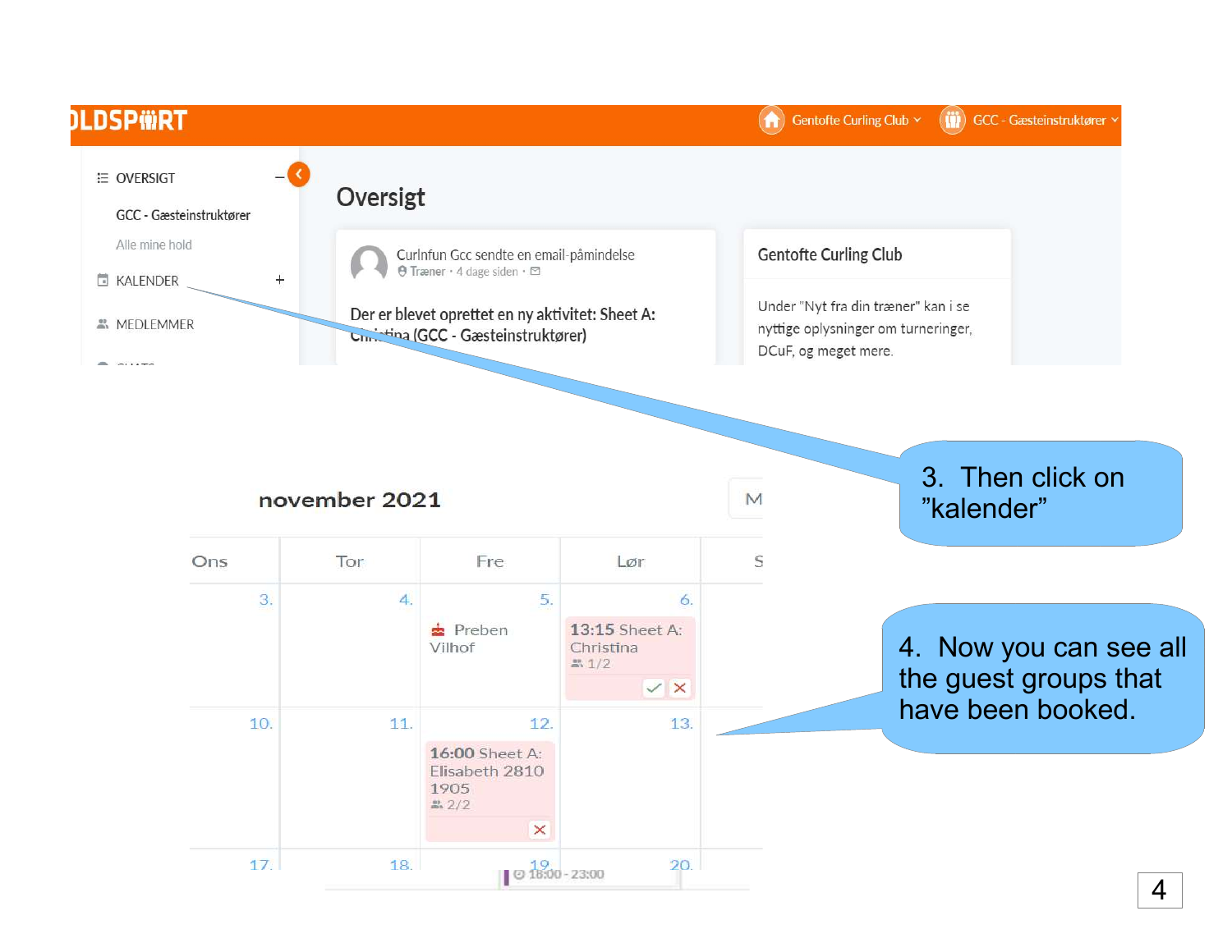DLDSPORT

Gentofte Curling Club | GCC - Gæsteinstruktører

OVERSIGT

GCC - Gæsteinstruktører

Alle mine hold

KALENDER

MEDLEMMER

## Oversigt

Curlnfun Gcc sendte en email-påmindelse
Træner · 4 dage siden

Der er blevet oprettet en ny aktivitet: Sheet A: Christina (GCC - Gæsteinstruktører)

**Gentofte Curling Club**

Under "Nyt fra din træner" kan i se nyttige oplysninger om turneringer, DCuF, og meget mere.

3. Then click on ”kalender”

november 2021

| Ons | Tor | Fre | Lør |
| --- | --- | --- | --- |
| 3. | 4. | 5. Preben Vilhof | 6. 13:15 Sheet A: Christina 1/2 |
| 10. | 11. | 12. 16:00 Sheet A: Elisabeth 2810 1905 2/2 | 13. |
| 17. | 18. | 19. 18:00 - 23:00 | 20. |

4. Now you can see all the guest groups that have been booked.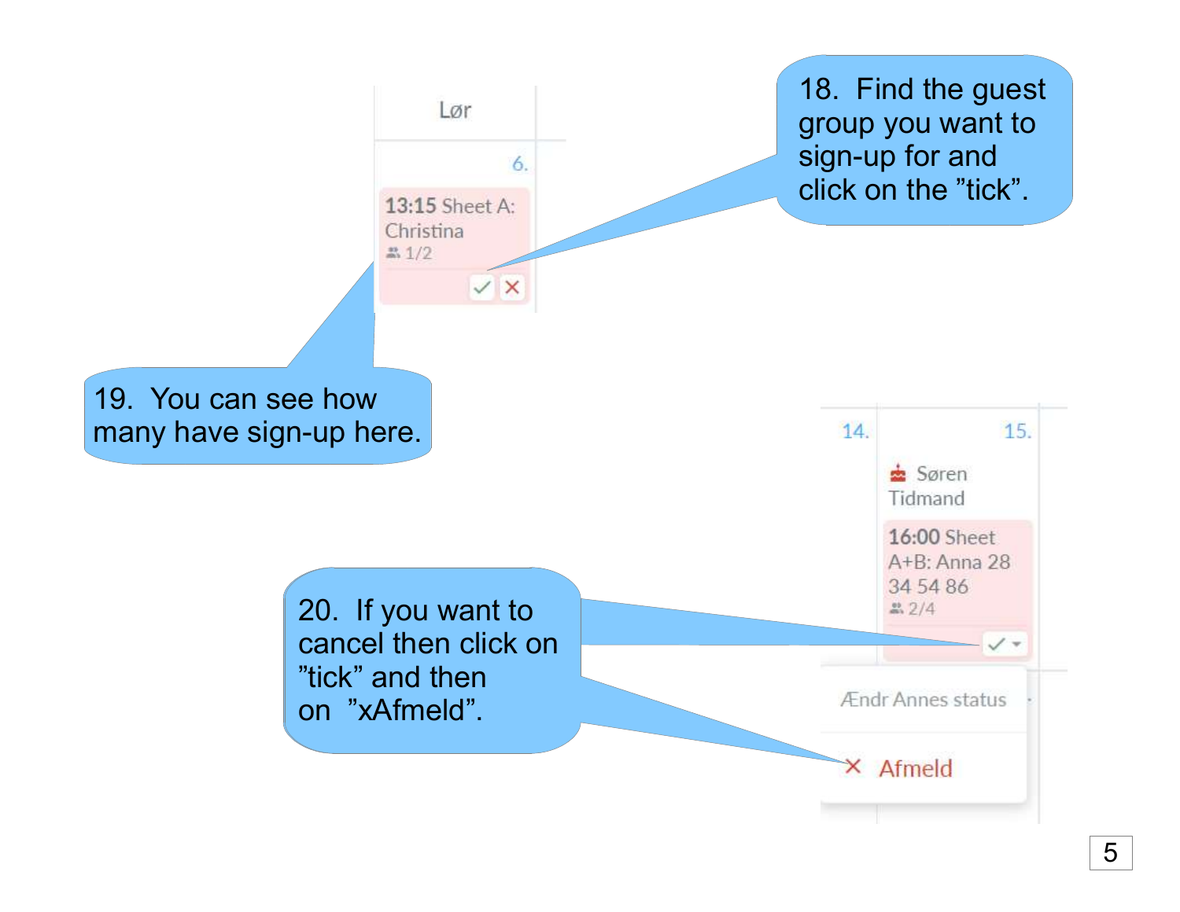Lør

6.

13:15 Sheet A: Christina
1/2

18. Find the guest group you want to sign-up for and click on the ”tick”.

19. You can see how many have sign-up here.

14. 15.

Søren Tidmand

16:00 Sheet A+B: Anna 28 34 54 86
2/4

20. If you want to cancel then click on ”tick” and then on ”xAfmeld”.

Ændr Annes status

× Afmeld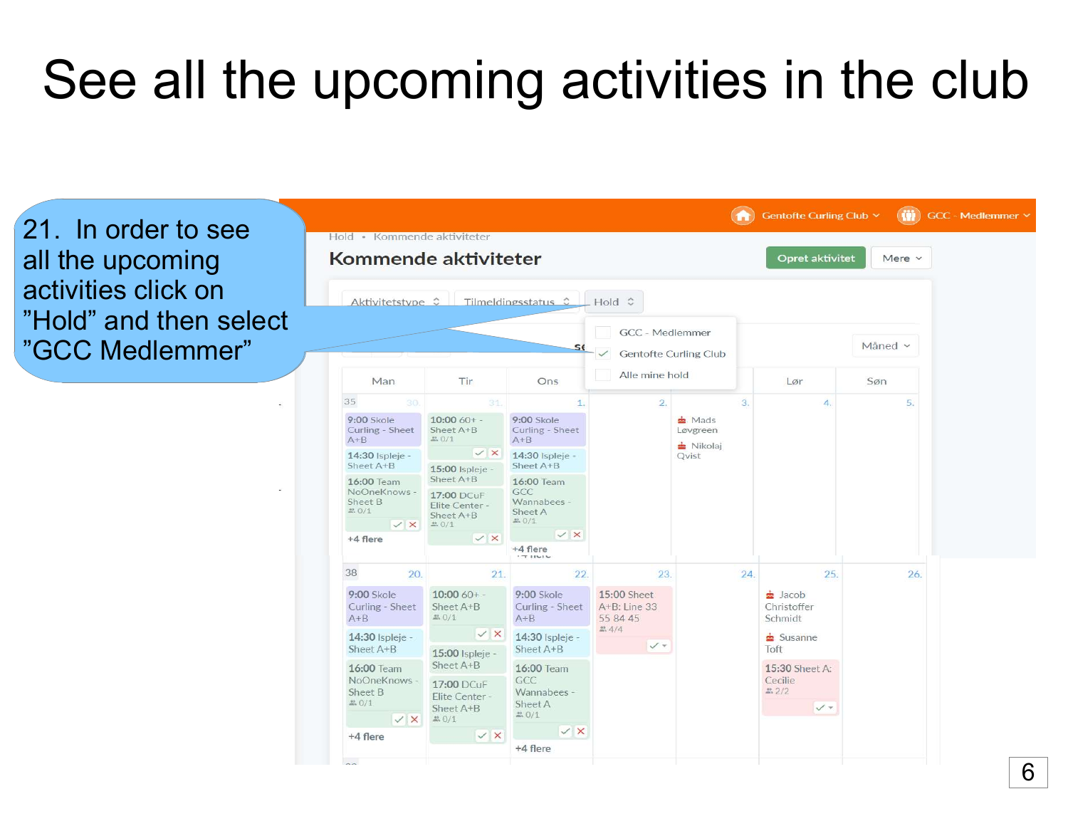# See all the upcoming activities in the club

21. In order to see all the upcoming activities click on ”Hold” and then select ”GCC Medlemmer”

Gentofte Curling Club · GCC - Medlemmer

Hold • Kommende aktiviteter

## Kommende aktiviteter

Opret aktivitet | Mere

Aktivitetstype | Tilmeldingsstatus | Hold

- GCC - Medlemmer
- ✓ Gentofte Curling Club
- Alle mine hold

Måned

| Man | Tir | Ons | Tor | Fre | Lør | Søn |
|---|---|---|---|---|---|---|
| 35 30. 9:00 Skole Curling - Sheet A+B; 14:30 Ispleje - Sheet A+B; 16:00 Team NoOneKnows - Sheet B 0/1; +4 flere | 31. 10:00 60+ - Sheet A+B 0/1; 15:00 Ispleje - Sheet A+B; 17:00 DCuF Elite Center - Sheet A+B 0/1 | 1. 9:00 Skole Curling - Sheet A+B; 14:30 Ispleje - Sheet A+B; 16:00 Team GCC Wannabees - Sheet A 0/1; +4 flere | 2. | 3. Mads Løvgreen; Nikolaj Qvist | 4. | 5. |
| 38 20. 9:00 Skole Curling - Sheet A+B; 14:30 Ispleje - Sheet A+B; 16:00 Team NoOneKnows - Sheet B 0/1; +4 flere | 21. 10:00 60+ - Sheet A+B 0/1; 15:00 Ispleje - Sheet A+B; 17:00 DCuF Elite Center - Sheet A+B 0/1 | 22. 9:00 Skole Curling - Sheet A+B; 14:30 Ispleje - Sheet A+B; 16:00 Team GCC Wannabees - Sheet A 0/1; +4 flere | 23. 15:00 Sheet A+B: Line 33 55 84 45 4/4 | 24. | 25. Jacob Christoffer Schmidt; Susanne Toft; 15:30 Sheet A: Cecilie 2/2 | 26. |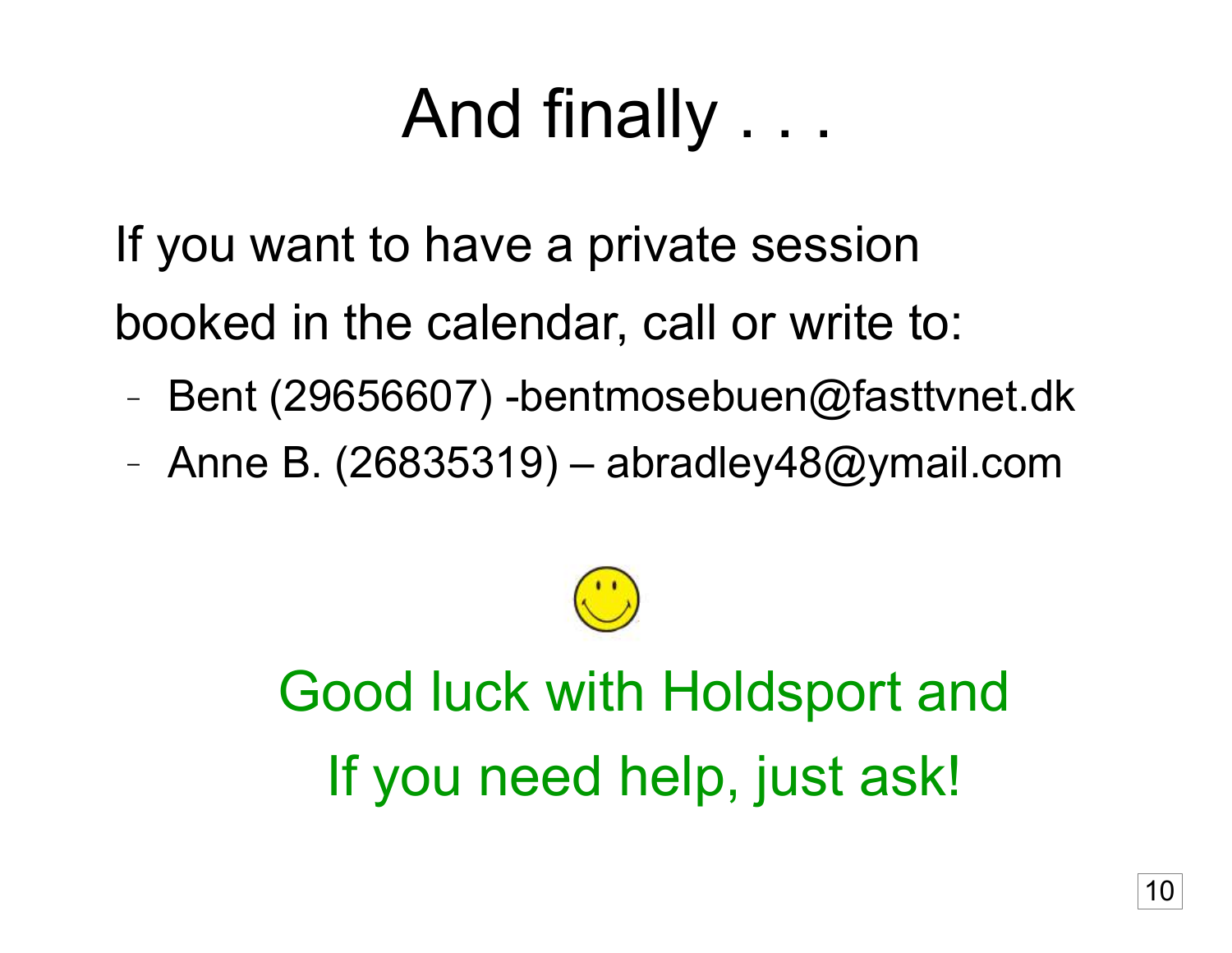# And finally . . .

If you want to have a private session booked in the calendar, call or write to:

- Bent (29656607) -bentmosebuen@fasttvnet.dk
- Anne B. (26835319) – abradley48@ymail.com

Good luck with Holdsport and
If you need help, just ask!